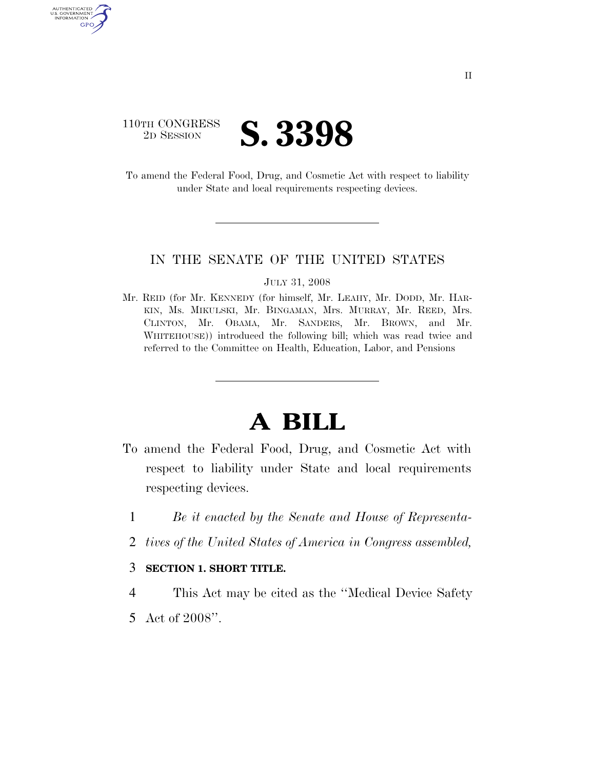110TH CONGRESS
2D SESSION

# S. 3398

To amend the Federal Food, Drug, and Cosmetic Act with respect to liability under State and local requirements respecting devices.

IN THE SENATE OF THE UNITED STATES

JULY 31, 2008

Mr. REID (for Mr. KENNEDY (for himself, Mr. LEAHY, Mr. DODD, Mr. HARKIN, Ms. MIKULSKI, Mr. BINGAMAN, Mrs. MURRAY, Mr. REED, Mrs. CLINTON, Mr. OBAMA, Mr. SANDERS, Mr. BROWN, and Mr. WHITEHOUSE)) introduced the following bill; which was read twice and referred to the Committee on Health, Education, Labor, and Pensions

# A BILL

To amend the Federal Food, Drug, and Cosmetic Act with respect to liability under State and local requirements respecting devices.

1 *Be it enacted by the Senate and House of Representa-*
2 *tives of the United States of America in Congress assembled,*

3 **SECTION 1. SHORT TITLE.**

4 This Act may be cited as the ''Medical Device Safety
5 Act of 2008''.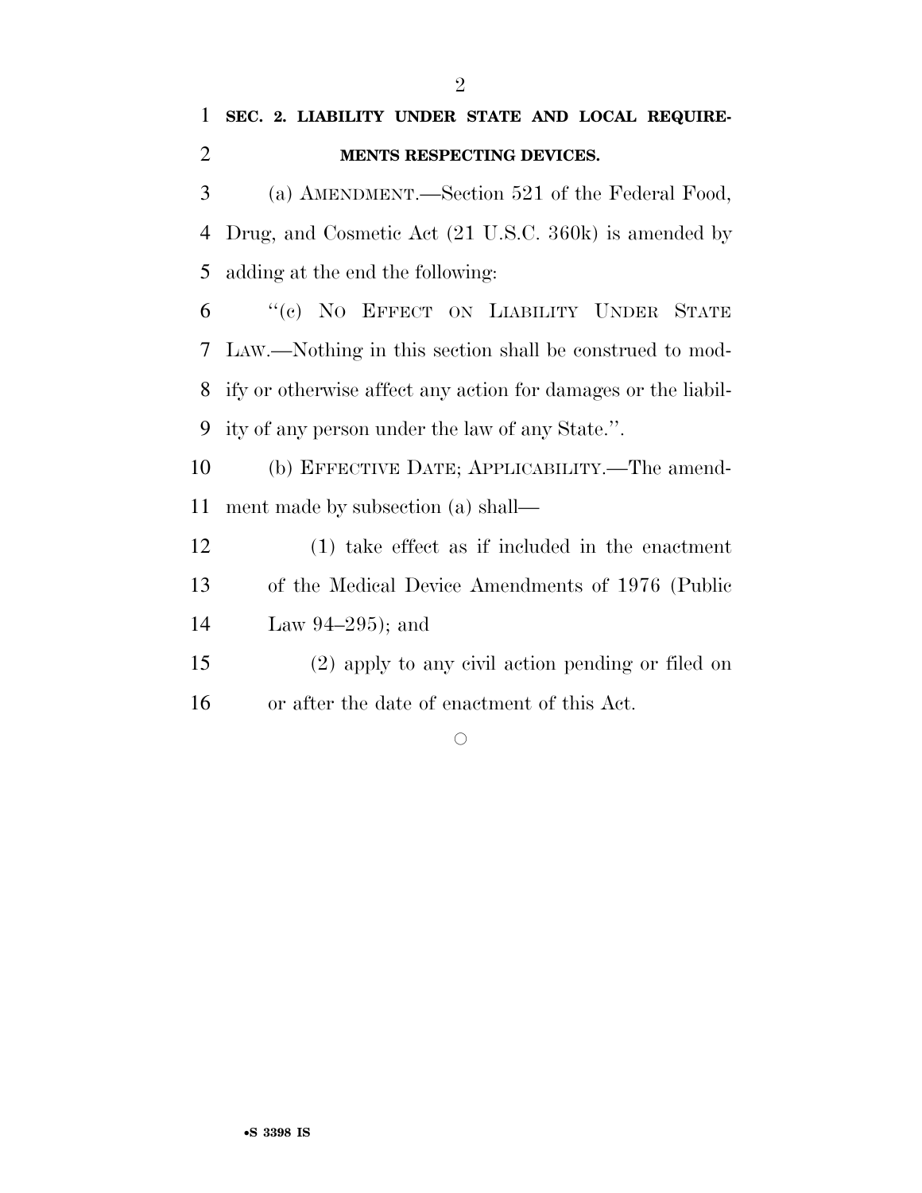**SEC. 2. LIABILITY UNDER STATE AND LOCAL REQUIREMENTS RESPECTING DEVICES.**

(a) AMENDMENT.—Section 521 of the Federal Food, Drug, and Cosmetic Act (21 U.S.C. 360k) is amended by adding at the end the following:

"(c) NO EFFECT ON LIABILITY UNDER STATE LAW.—Nothing in this section shall be construed to modify or otherwise affect any action for damages or the liability of any person under the law of any State.".

(b) EFFECTIVE DATE; APPLICABILITY.—The amendment made by subsection (a) shall—

(1) take effect as if included in the enactment of the Medical Device Amendments of 1976 (Public Law 94–295); and

(2) apply to any civil action pending or filed on or after the date of enactment of this Act.

○